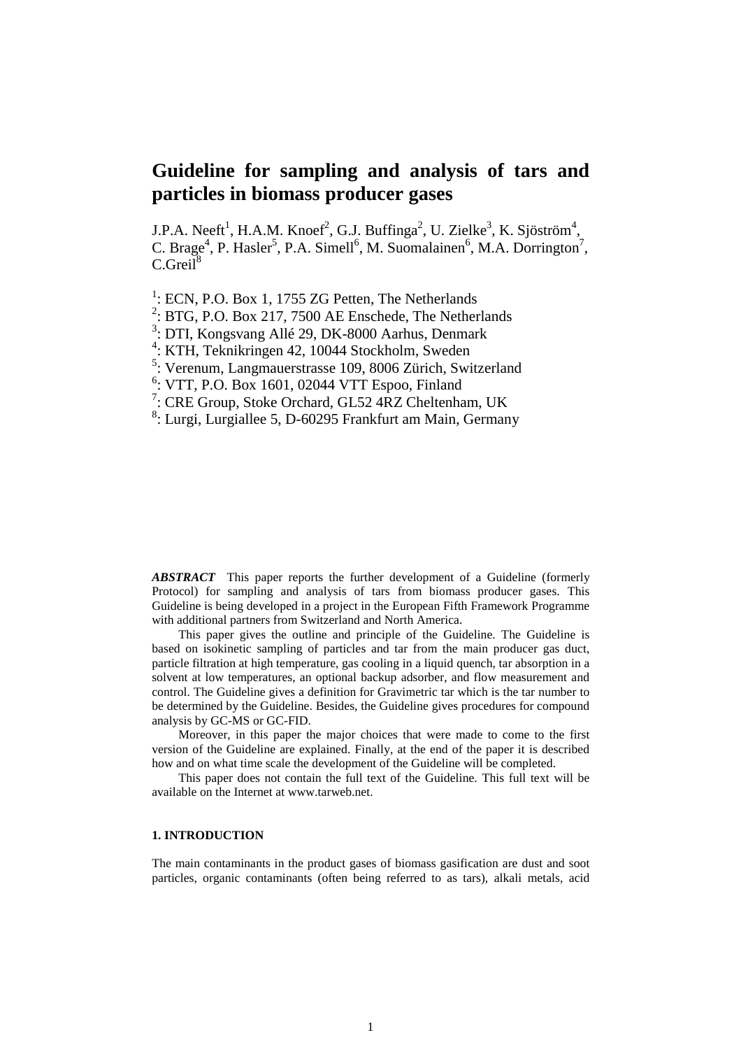# Guideline for sampling and analysis of tars and particles in biomass producer gases

J.P.A. Neeft[1], H.A.M. Knoef[2], G.J. Buffinga[2], U. Zielke[3], K. Sjöström[4], C. Brage[4], P. Hasler[5], P.A. Simell[6], M. Suomalainen[6], M.A. Dorrington[7], C.Greil[8]

[1]: ECN, P.O. Box 1, 1755 ZG Petten, The Netherlands
[2]: BTG, P.O. Box 217, 7500 AE Enschede, The Netherlands
[3]: DTI, Kongsvang Allé 29, DK-8000 Aarhus, Denmark
[4]: KTH, Teknikringen 42, 10044 Stockholm, Sweden
[5]: Verenum, Langmauerstrasse 109, 8006 Zürich, Switzerland
[6]: VTT, P.O. Box 1601, 02044 VTT Espoo, Finland
[7]: CRE Group, Stoke Orchard, GL52 4RZ Cheltenham, UK
[8]: Lurgi, Lurgiallee 5, D-60295 Frankfurt am Main, Germany

***ABSTRACT*** This paper reports the further development of a Guideline (formerly Protocol) for sampling and analysis of tars from biomass producer gases. This Guideline is being developed in a project in the European Fifth Framework Programme with additional partners from Switzerland and North America.

This paper gives the outline and principle of the Guideline. The Guideline is based on isokinetic sampling of particles and tar from the main producer gas duct, particle filtration at high temperature, gas cooling in a liquid quench, tar absorption in a solvent at low temperatures, an optional backup adsorber, and flow measurement and control. The Guideline gives a definition for Gravimetric tar which is the tar number to be determined by the Guideline. Besides, the Guideline gives procedures for compound analysis by GC-MS or GC-FID.

Moreover, in this paper the major choices that were made to come to the first version of the Guideline are explained. Finally, at the end of the paper it is described how and on what time scale the development of the Guideline will be completed.

This paper does not contain the full text of the Guideline. This full text will be available on the Internet at www.tarweb.net.

## 1. INTRODUCTION

The main contaminants in the product gases of biomass gasification are dust and soot particles, organic contaminants (often being referred to as tars), alkali metals, acid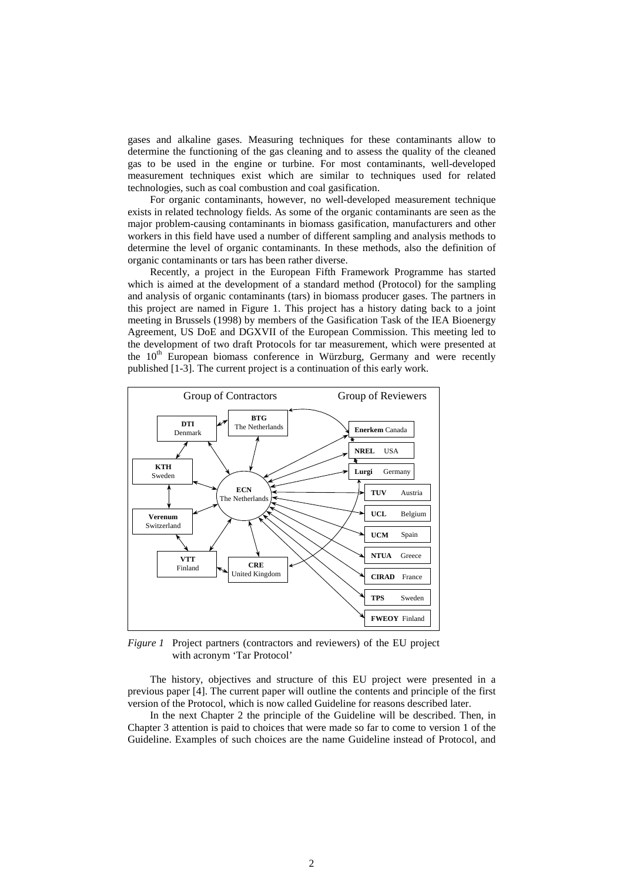gases and alkaline gases. Measuring techniques for these contaminants allow to determine the functioning of the gas cleaning and to assess the quality of the cleaned gas to be used in the engine or turbine. For most contaminants, well-developed measurement techniques exist which are similar to techniques used for related technologies, such as coal combustion and coal gasification.

For organic contaminants, however, no well-developed measurement technique exists in related technology fields. As some of the organic contaminants are seen as the major problem-causing contaminants in biomass gasification, manufacturers and other workers in this field have used a number of different sampling and analysis methods to determine the level of organic contaminants. In these methods, also the definition of organic contaminants or tars has been rather diverse.

Recently, a project in the European Fifth Framework Programme has started which is aimed at the development of a standard method (Protocol) for the sampling and analysis of organic contaminants (tars) in biomass producer gases. The partners in this project are named in Figure 1. This project has a history dating back to a joint meeting in Brussels (1998) by members of the Gasification Task of the IEA Bioenergy Agreement, US DoE and DGXVII of the European Commission. This meeting led to the development of two draft Protocols for tar measurement, which were presented at the 10th European biomass conference in Würzburg, Germany and were recently published [1-3]. The current project is a continuation of this early work.

Group of Contractors

Group of Reviewers

DTI Denmark

BTG The Netherlands

KTH Sweden

ECN The Netherlands

Verenum Switzerland

VTT Finland

CRE United Kingdom

Enerkem Canada

NREL USA

Lurgi Germany

TUV Austria

UCL Belgium

UCM Spain

NTUA Greece

CIRAD France

TPS Sweden

FWEOY Finland

*Figure 1* Project partners (contractors and reviewers) of the EU project with acronym 'Tar Protocol'

The history, objectives and structure of this EU project were presented in a previous paper [4]. The current paper will outline the contents and principle of the first version of the Protocol, which is now called Guideline for reasons described later.

In the next Chapter 2 the principle of the Guideline will be described. Then, in Chapter 3 attention is paid to choices that were made so far to come to version 1 of the Guideline. Examples of such choices are the name Guideline instead of Protocol, and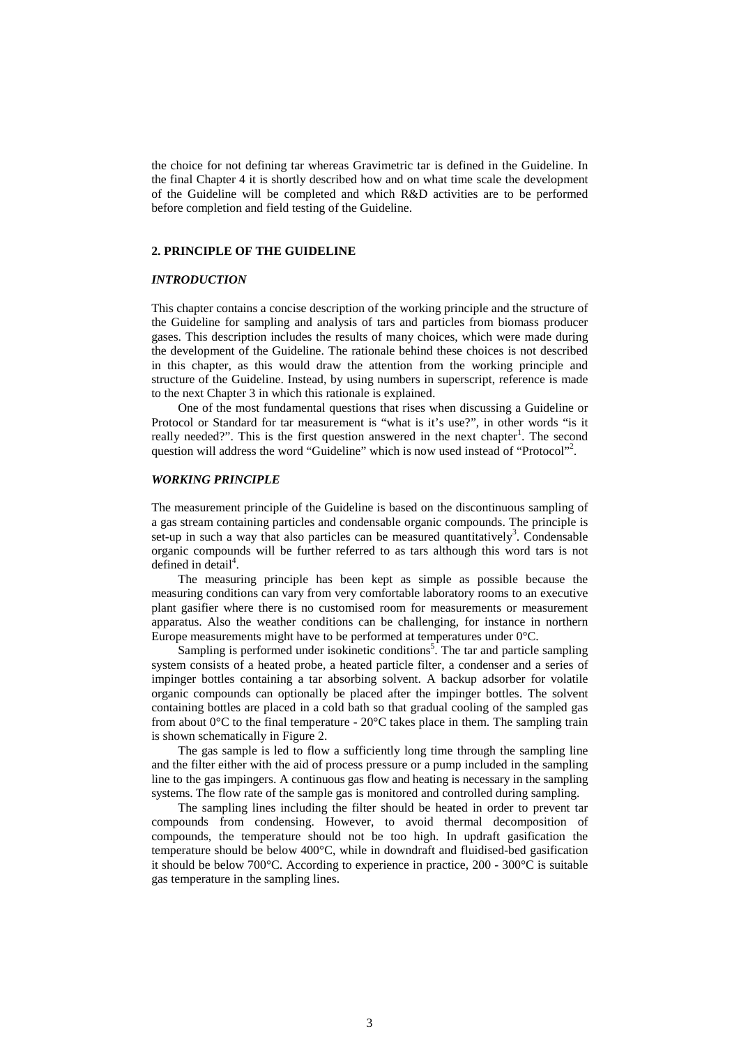the choice for not defining tar whereas Gravimetric tar is defined in the Guideline. In the final Chapter 4 it is shortly described how and on what time scale the development of the Guideline will be completed and which R&D activities are to be performed before completion and field testing of the Guideline.

## 2. PRINCIPLE OF THE GUIDELINE

### *INTRODUCTION*

This chapter contains a concise description of the working principle and the structure of the Guideline for sampling and analysis of tars and particles from biomass producer gases. This description includes the results of many choices, which were made during the development of the Guideline. The rationale behind these choices is not described in this chapter, as this would draw the attention from the working principle and structure of the Guideline. Instead, by using numbers in superscript, reference is made to the next Chapter 3 in which this rationale is explained.

One of the most fundamental questions that rises when discussing a Guideline or Protocol or Standard for tar measurement is "what is it's use?", in other words "is it really needed?". This is the first question answered in the next chapter[1]. The second question will address the word "Guideline" which is now used instead of "Protocol"[2].

### *WORKING PRINCIPLE*

The measurement principle of the Guideline is based on the discontinuous sampling of a gas stream containing particles and condensable organic compounds. The principle is set-up in such a way that also particles can be measured quantitatively[3]. Condensable organic compounds will be further referred to as tars although this word tars is not defined in detail[4].

The measuring principle has been kept as simple as possible because the measuring conditions can vary from very comfortable laboratory rooms to an executive plant gasifier where there is no customised room for measurements or measurement apparatus. Also the weather conditions can be challenging, for instance in northern Europe measurements might have to be performed at temperatures under 0°C.

Sampling is performed under isokinetic conditions[5]. The tar and particle sampling system consists of a heated probe, a heated particle filter, a condenser and a series of impinger bottles containing a tar absorbing solvent. A backup adsorber for volatile organic compounds can optionally be placed after the impinger bottles. The solvent containing bottles are placed in a cold bath so that gradual cooling of the sampled gas from about 0°C to the final temperature - 20°C takes place in them. The sampling train is shown schematically in Figure 2.

The gas sample is led to flow a sufficiently long time through the sampling line and the filter either with the aid of process pressure or a pump included in the sampling line to the gas impingers. A continuous gas flow and heating is necessary in the sampling systems. The flow rate of the sample gas is monitored and controlled during sampling.

The sampling lines including the filter should be heated in order to prevent tar compounds from condensing. However, to avoid thermal decomposition of compounds, the temperature should not be too high. In updraft gasification the temperature should be below 400°C, while in downdraft and fluidised-bed gasification it should be below 700°C. According to experience in practice, 200 - 300°C is suitable gas temperature in the sampling lines.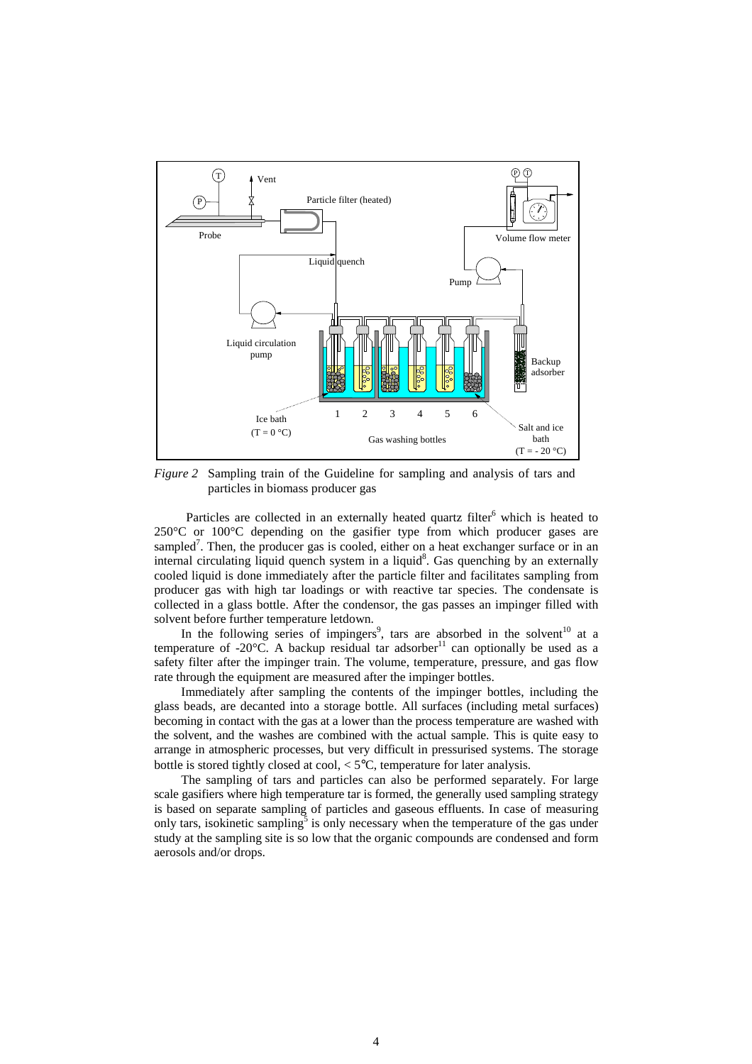T

P

Vent

Particle filter (heated)

Probe

P T

Volume flow meter

Liquid quench

Pump

Liquid circulation pump

Backup adsorber

Ice bath
(T = 0 °C)

1 2 3 4 5 6

Gas washing bottles

Salt and ice bath
(T = - 20 °C)

*Figure 2* Sampling train of the Guideline for sampling and analysis of tars and particles in biomass producer gas

Particles are collected in an externally heated quartz filter[6] which is heated to 250°C or 100°C depending on the gasifier type from which producer gases are sampled[7]. Then, the producer gas is cooled, either on a heat exchanger surface or in an internal circulating liquid quench system in a liquid[8]. Gas quenching by an externally cooled liquid is done immediately after the particle filter and facilitates sampling from producer gas with high tar loadings or with reactive tar species. The condensate is collected in a glass bottle. After the condensor, the gas passes an impinger filled with solvent before further temperature letdown.

In the following series of impingers[9], tars are absorbed in the solvent[10] at a temperature of -20°C. A backup residual tar adsorber[11] can optionally be used as a safety filter after the impinger train. The volume, temperature, pressure, and gas flow rate through the equipment are measured after the impinger bottles.

Immediately after sampling the contents of the impinger bottles, including the glass beads, are decanted into a storage bottle. All surfaces (including metal surfaces) becoming in contact with the gas at a lower than the process temperature are washed with the solvent, and the washes are combined with the actual sample. This is quite easy to arrange in atmospheric processes, but very difficult in pressurised systems. The storage bottle is stored tightly closed at cool, < 5°C, temperature for later analysis.

The sampling of tars and particles can also be performed separately. For large scale gasifiers where high temperature tar is formed, the generally used sampling strategy is based on separate sampling of particles and gaseous effluents. In case of measuring only tars, isokinetic sampling[5] is only necessary when the temperature of the gas under study at the sampling site is so low that the organic compounds are condensed and form aerosols and/or drops.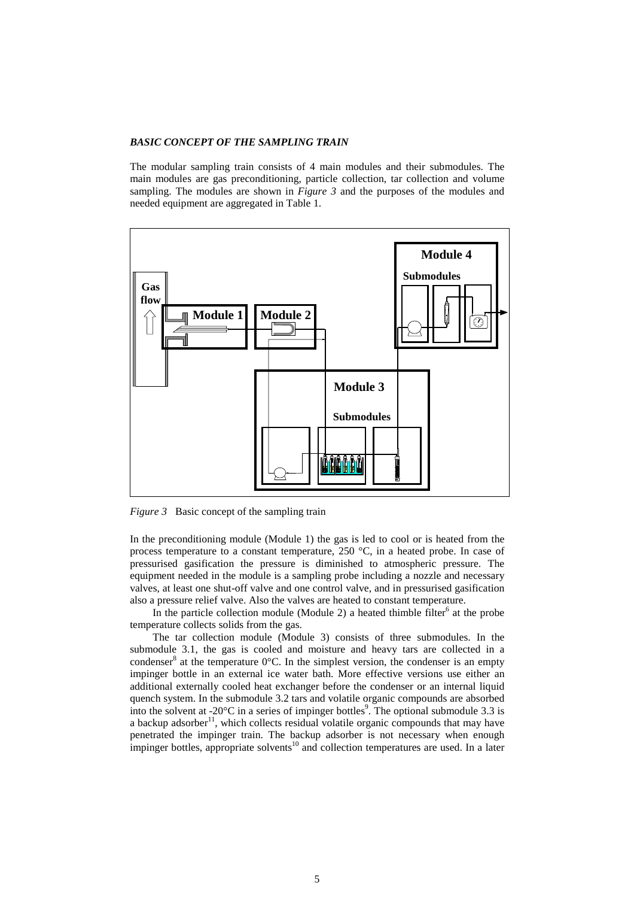***BASIC CONCEPT OF THE SAMPLING TRAIN***

The modular sampling train consists of 4 main modules and their submodules. The main modules are gas preconditioning, particle collection, tar collection and volume sampling. The modules are shown in *Figure 3* and the purposes of the modules and needed equipment are aggregated in Table 1.

Gas flow

Module 1

Module 2

Module 3

Submodules

Module 4

Submodules

*Figure 3* Basic concept of the sampling train

In the preconditioning module (Module 1) the gas is led to cool or is heated from the process temperature to a constant temperature, 250 °C, in a heated probe. In case of pressurised gasification the pressure is diminished to atmospheric pressure. The equipment needed in the module is a sampling probe including a nozzle and necessary valves, at least one shut-off valve and one control valve, and in pressurised gasification also a pressure relief valve. Also the valves are heated to constant temperature.

In the particle collection module (Module 2) a heated thimble filter[6] at the probe temperature collects solids from the gas.

The tar collection module (Module 3) consists of three submodules. In the submodule 3.1, the gas is cooled and moisture and heavy tars are collected in a condenser[8] at the temperature 0°C. In the simplest version, the condenser is an empty impinger bottle in an external ice water bath. More effective versions use either an additional externally cooled heat exchanger before the condenser or an internal liquid quench system. In the submodule 3.2 tars and volatile organic compounds are absorbed into the solvent at -20°C in a series of impinger bottles[9]. The optional submodule 3.3 is a backup adsorber[11], which collects residual volatile organic compounds that may have penetrated the impinger train. The backup adsorber is not necessary when enough impinger bottles, appropriate solvents[10] and collection temperatures are used. In a later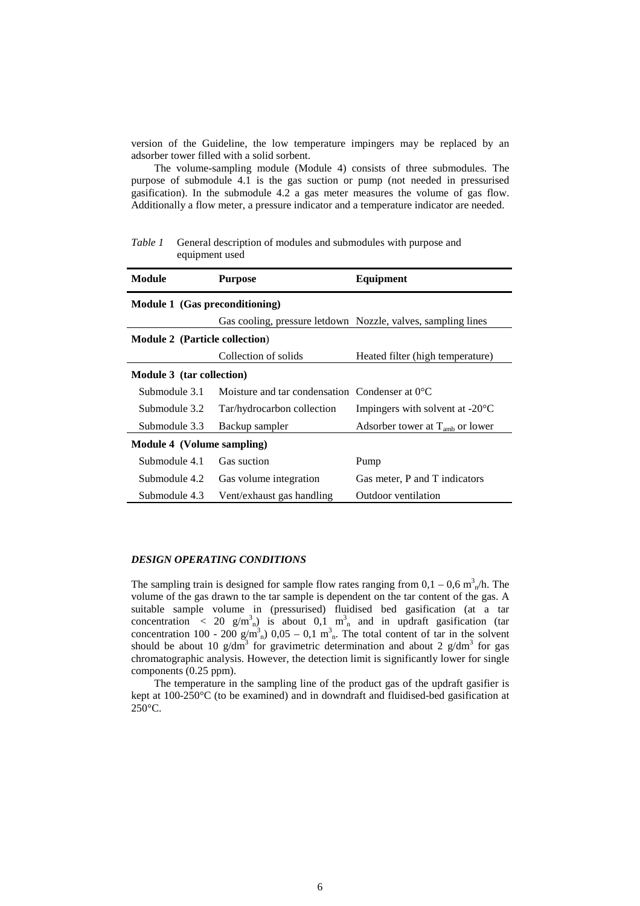version of the Guideline, the low temperature impingers may be replaced by an adsorber tower filled with a solid sorbent.

The volume-sampling module (Module 4) consists of three submodules. The purpose of submodule 4.1 is the gas suction or pump (not needed in pressurised gasification). In the submodule 4.2 a gas meter measures the volume of gas flow. Additionally a flow meter, a pressure indicator and a temperature indicator are needed.

*Table 1* General description of modules and submodules with purpose and equipment used

| Module | Purpose | Equipment |
|---|---|---|
| **Module 1 (Gas preconditioning)** | | |
| | Gas cooling, pressure letdown | Nozzle, valves, sampling lines |
| **Module 2 (Particle collection)** | | |
| | Collection of solids | Heated filter (high temperature) |
| **Module 3 (tar collection)** | | |
| Submodule 3.1 | Moisture and tar condensation | Condenser at 0°C |
| Submodule 3.2 | Tar/hydrocarbon collection | Impingers with solvent at -20°C |
| Submodule 3.3 | Backup sampler | Adsorber tower at $T_{amb}$ or lower |
| **Module 4 (Volume sampling)** | | |
| Submodule 4.1 | Gas suction | Pump |
| Submodule 4.2 | Gas volume integration | Gas meter, P and T indicators |
| Submodule 4.3 | Vent/exhaust gas handling | Outdoor ventilation |

### *DESIGN OPERATING CONDITIONS*

The sampling train is designed for sample flow rates ranging from 0,1 – 0,6 $m^3_n$/h. The volume of the gas drawn to the tar sample is dependent on the tar content of the gas. A suitable sample volume in (pressurised) fluidised bed gasification (at a tar concentration < 20 g/$m^3_n$) is about 0,1 $m^3_n$ and in updraft gasification (tar concentration 100 - 200 g/$m^3_n$) 0,05 – 0,1 $m^3_n$. The total content of tar in the solvent should be about 10 g/$dm^3$ for gravimetric determination and about 2 g/$dm^3$ for gas chromatographic analysis. However, the detection limit is significantly lower for single components (0.25 ppm).

The temperature in the sampling line of the product gas of the updraft gasifier is kept at 100-250°C (to be examined) and in downdraft and fluidised-bed gasification at 250°C.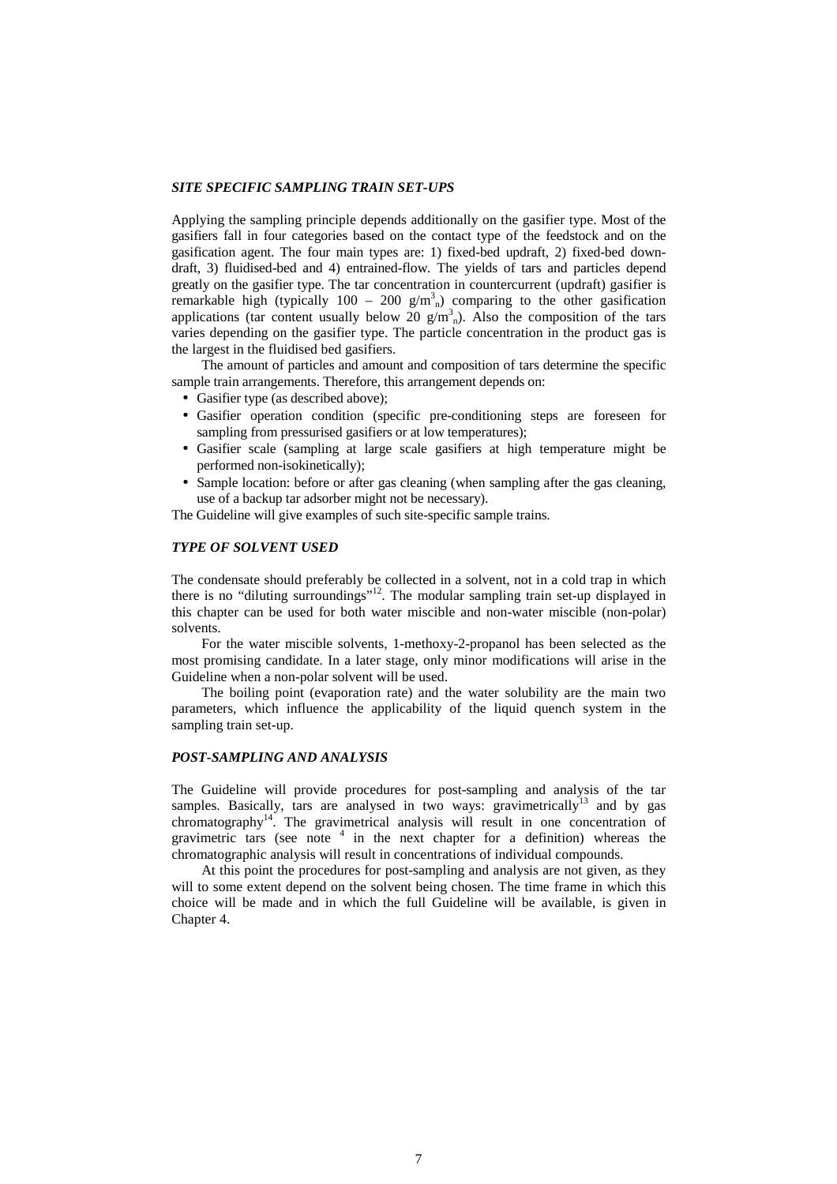### *SITE SPECIFIC SAMPLING TRAIN SET-UPS*

Applying the sampling principle depends additionally on the gasifier type. Most of the gasifiers fall in four categories based on the contact type of the feedstock and on the gasification agent. The four main types are: 1) fixed-bed updraft, 2) fixed-bed down-draft, 3) fluidised-bed and 4) entrained-flow. The yields of tars and particles depend greatly on the gasifier type. The tar concentration in countercurrent (updraft) gasifier is remarkable high (typically 100 – 200 $g/m^3_n$) comparing to the other gasification applications (tar content usually below 20 $g/m^3_n$). Also the composition of the tars varies depending on the gasifier type. The particle concentration in the product gas is the largest in the fluidised bed gasifiers.

The amount of particles and amount and composition of tars determine the specific sample train arrangements. Therefore, this arrangement depends on:

- Gasifier type (as described above);
- Gasifier operation condition (specific pre-conditioning steps are foreseen for sampling from pressurised gasifiers or at low temperatures);
- Gasifier scale (sampling at large scale gasifiers at high temperature might be performed non-isokinetically);
- Sample location: before or after gas cleaning (when sampling after the gas cleaning, use of a backup tar adsorber might not be necessary).

The Guideline will give examples of such site-specific sample trains.

### *TYPE OF SOLVENT USED*

The condensate should preferably be collected in a solvent, not in a cold trap in which there is no "diluting surroundings"[12]. The modular sampling train set-up displayed in this chapter can be used for both water miscible and non-water miscible (non-polar) solvents.

For the water miscible solvents, 1-methoxy-2-propanol has been selected as the most promising candidate. In a later stage, only minor modifications will arise in the Guideline when a non-polar solvent will be used.

The boiling point (evaporation rate) and the water solubility are the main two parameters, which influence the applicability of the liquid quench system in the sampling train set-up.

### *POST-SAMPLING AND ANALYSIS*

The Guideline will provide procedures for post-sampling and analysis of the tar samples. Basically, tars are analysed in two ways: gravimetrically[13] and by gas chromatography[14]. The gravimetrical analysis will result in one concentration of gravimetric tars (see note [4] in the next chapter for a definition) whereas the chromatographic analysis will result in concentrations of individual compounds.

At this point the procedures for post-sampling and analysis are not given, as they will to some extent depend on the solvent being chosen. The time frame in which this choice will be made and in which the full Guideline will be available, is given in Chapter 4.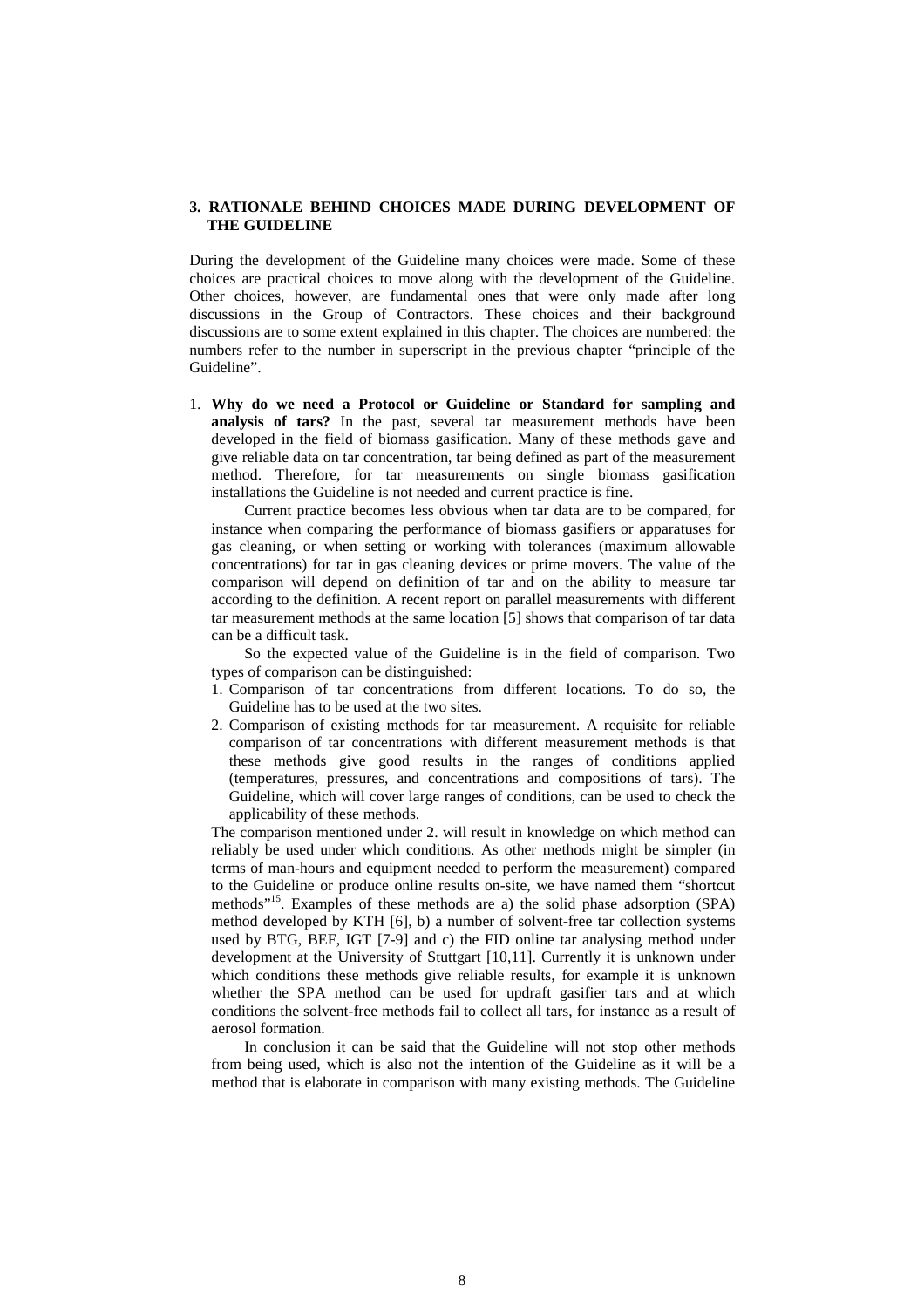## 3. RATIONALE BEHIND CHOICES MADE DURING DEVELOPMENT OF THE GUIDELINE

During the development of the Guideline many choices were made. Some of these choices are practical choices to move along with the development of the Guideline. Other choices, however, are fundamental ones that were only made after long discussions in the Group of Contractors. These choices and their background discussions are to some extent explained in this chapter. The choices are numbered: the numbers refer to the number in superscript in the previous chapter "principle of the Guideline".

1. **Why do we need a Protocol or Guideline or Standard for sampling and analysis of tars?** In the past, several tar measurement methods have been developed in the field of biomass gasification. Many of these methods gave and give reliable data on tar concentration, tar being defined as part of the measurement method. Therefore, for tar measurements on single biomass gasification installations the Guideline is not needed and current practice is fine.

   Current practice becomes less obvious when tar data are to be compared, for instance when comparing the performance of biomass gasifiers or apparatuses for gas cleaning, or when setting or working with tolerances (maximum allowable concentrations) for tar in gas cleaning devices or prime movers. The value of the comparison will depend on definition of tar and on the ability to measure tar according to the definition. A recent report on parallel measurements with different tar measurement methods at the same location [5] shows that comparison of tar data can be a difficult task.

   So the expected value of the Guideline is in the field of comparison. Two types of comparison can be distinguished:

   1. Comparison of tar concentrations from different locations. To do so, the Guideline has to be used at the two sites.
   2. Comparison of existing methods for tar measurement. A requisite for reliable comparison of tar concentrations with different measurement methods is that these methods give good results in the ranges of conditions applied (temperatures, pressures, and concentrations and compositions of tars). The Guideline, which will cover large ranges of conditions, can be used to check the applicability of these methods.

   The comparison mentioned under 2. will result in knowledge on which method can reliably be used under which conditions. As other methods might be simpler (in terms of man-hours and equipment needed to perform the measurement) compared to the Guideline or produce online results on-site, we have named them "shortcut methods"[15]. Examples of these methods are a) the solid phase adsorption (SPA) method developed by KTH [6], b) a number of solvent-free tar collection systems used by BTG, BEF, IGT [7-9] and c) the FID online tar analysing method under development at the University of Stuttgart [10,11]. Currently it is unknown under which conditions these methods give reliable results, for example it is unknown whether the SPA method can be used for updraft gasifier tars and at which conditions the solvent-free methods fail to collect all tars, for instance as a result of aerosol formation.

   In conclusion it can be said that the Guideline will not stop other methods from being used, which is also not the intention of the Guideline as it will be a method that is elaborate in comparison with many existing methods. The Guideline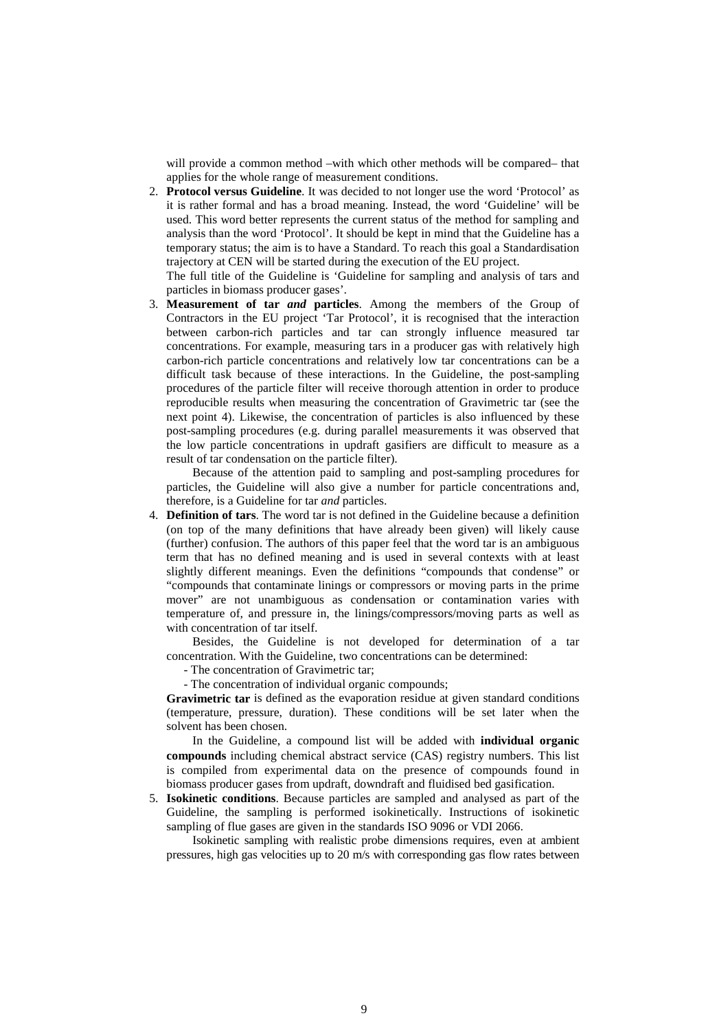will provide a common method –with which other methods will be compared– that applies for the whole range of measurement conditions.

2. **Protocol versus Guideline**. It was decided to not longer use the word 'Protocol' as it is rather formal and has a broad meaning. Instead, the word 'Guideline' will be used. This word better represents the current status of the method for sampling and analysis than the word 'Protocol'. It should be kept in mind that the Guideline has a temporary status; the aim is to have a Standard. To reach this goal a Standardisation trajectory at CEN will be started during the execution of the EU project.

   The full title of the Guideline is 'Guideline for sampling and analysis of tars and particles in biomass producer gases'.

3. **Measurement of tar *and* particles**. Among the members of the Group of Contractors in the EU project 'Tar Protocol', it is recognised that the interaction between carbon-rich particles and tar can strongly influence measured tar concentrations. For example, measuring tars in a producer gas with relatively high carbon-rich particle concentrations and relatively low tar concentrations can be a difficult task because of these interactions. In the Guideline, the post-sampling procedures of the particle filter will receive thorough attention in order to produce reproducible results when measuring the concentration of Gravimetric tar (see the next point 4). Likewise, the concentration of particles is also influenced by these post-sampling procedures (e.g. during parallel measurements it was observed that the low particle concentrations in updraft gasifiers are difficult to measure as a result of tar condensation on the particle filter).

   Because of the attention paid to sampling and post-sampling procedures for particles, the Guideline will also give a number for particle concentrations and, therefore, is a Guideline for tar *and* particles.

4. **Definition of tars**. The word tar is not defined in the Guideline because a definition (on top of the many definitions that have already been given) will likely cause (further) confusion. The authors of this paper feel that the word tar is an ambiguous term that has no defined meaning and is used in several contexts with at least slightly different meanings. Even the definitions "compounds that condense" or "compounds that contaminate linings or compressors or moving parts in the prime mover" are not unambiguous as condensation or contamination varies with temperature of, and pressure in, the linings/compressors/moving parts as well as with concentration of tar itself.

   Besides, the Guideline is not developed for determination of a tar concentration. With the Guideline, two concentrations can be determined:

   - The concentration of Gravimetric tar;
   - The concentration of individual organic compounds;

   **Gravimetric tar** is defined as the evaporation residue at given standard conditions (temperature, pressure, duration). These conditions will be set later when the solvent has been chosen.

   In the Guideline, a compound list will be added with **individual organic compounds** including chemical abstract service (CAS) registry numbers. This list is compiled from experimental data on the presence of compounds found in biomass producer gases from updraft, downdraft and fluidised bed gasification.

5. **Isokinetic conditions**. Because particles are sampled and analysed as part of the Guideline, the sampling is performed isokinetically. Instructions of isokinetic sampling of flue gases are given in the standards ISO 9096 or VDI 2066.

   Isokinetic sampling with realistic probe dimensions requires, even at ambient pressures, high gas velocities up to 20 m/s with corresponding gas flow rates between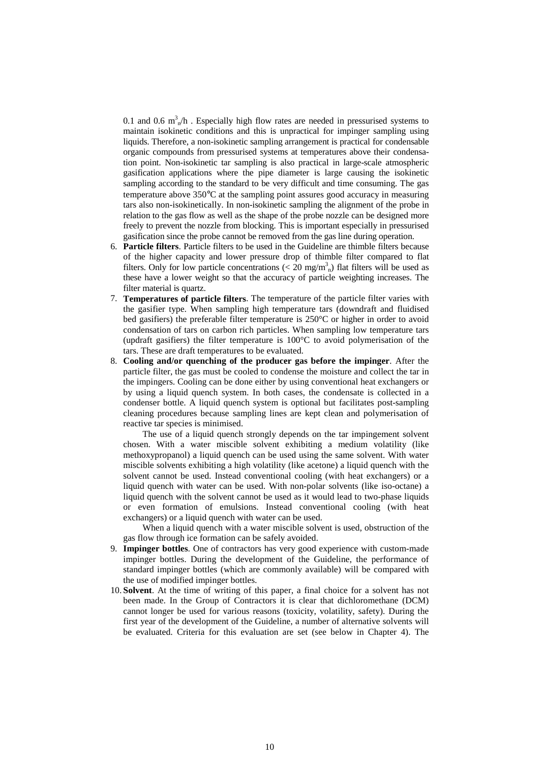0.1 and 0.6 $m^3_n$/h . Especially high flow rates are needed in pressurised systems to maintain isokinetic conditions and this is unpractical for impinger sampling using liquids. Therefore, a non-isokinetic sampling arrangement is practical for condensable organic compounds from pressurised systems at temperatures above their condensation point. Non-isokinetic tar sampling is also practical in large-scale atmospheric gasification applications where the pipe diameter is large causing the isokinetic sampling according to the standard to be very difficult and time consuming. The gas temperature above 350°C at the sampling point assures good accuracy in measuring tars also non-isokinetically. In non-isokinetic sampling the alignment of the probe in relation to the gas flow as well as the shape of the probe nozzle can be designed more freely to prevent the nozzle from blocking. This is important especially in pressurised gasification since the probe cannot be removed from the gas line during operation.

6. **Particle filters**. Particle filters to be used in the Guideline are thimble filters because of the higher capacity and lower pressure drop of thimble filter compared to flat filters. Only for low particle concentrations (< 20 mg/$m^3_n$) flat filters will be used as these have a lower weight so that the accuracy of particle weighting increases. The filter material is quartz.
7. **Temperatures of particle filters**. The temperature of the particle filter varies with the gasifier type. When sampling high temperature tars (downdraft and fluidised bed gasifiers) the preferable filter temperature is 250°C or higher in order to avoid condensation of tars on carbon rich particles. When sampling low temperature tars (updraft gasifiers) the filter temperature is 100°C to avoid polymerisation of the tars. These are draft temperatures to be evaluated.
8. **Cooling and/or quenching of the producer gas before the impinger**. After the particle filter, the gas must be cooled to condense the moisture and collect the tar in the impingers. Cooling can be done either by using conventional heat exchangers or by using a liquid quench system. In both cases, the condensate is collected in a condenser bottle. A liquid quench system is optional but facilitates post-sampling cleaning procedures because sampling lines are kept clean and polymerisation of reactive tar species is minimised.

   The use of a liquid quench strongly depends on the tar impingement solvent chosen. With a water miscible solvent exhibiting a medium volatility (like methoxypropanol) a liquid quench can be used using the same solvent. With water miscible solvents exhibiting a high volatility (like acetone) a liquid quench with the solvent cannot be used. Instead conventional cooling (with heat exchangers) or a liquid quench with water can be used. With non-polar solvents (like iso-octane) a liquid quench with the solvent cannot be used as it would lead to two-phase liquids or even formation of emulsions. Instead conventional cooling (with heat exchangers) or a liquid quench with water can be used.

   When a liquid quench with a water miscible solvent is used, obstruction of the gas flow through ice formation can be safely avoided.
9. **Impinger bottles**. One of contractors has very good experience with custom-made impinger bottles. During the development of the Guideline, the performance of standard impinger bottles (which are commonly available) will be compared with the use of modified impinger bottles.
10. **Solvent**. At the time of writing of this paper, a final choice for a solvent has not been made. In the Group of Contractors it is clear that dichloromethane (DCM) cannot longer be used for various reasons (toxicity, volatility, safety). During the first year of the development of the Guideline, a number of alternative solvents will be evaluated. Criteria for this evaluation are set (see below in Chapter 4). The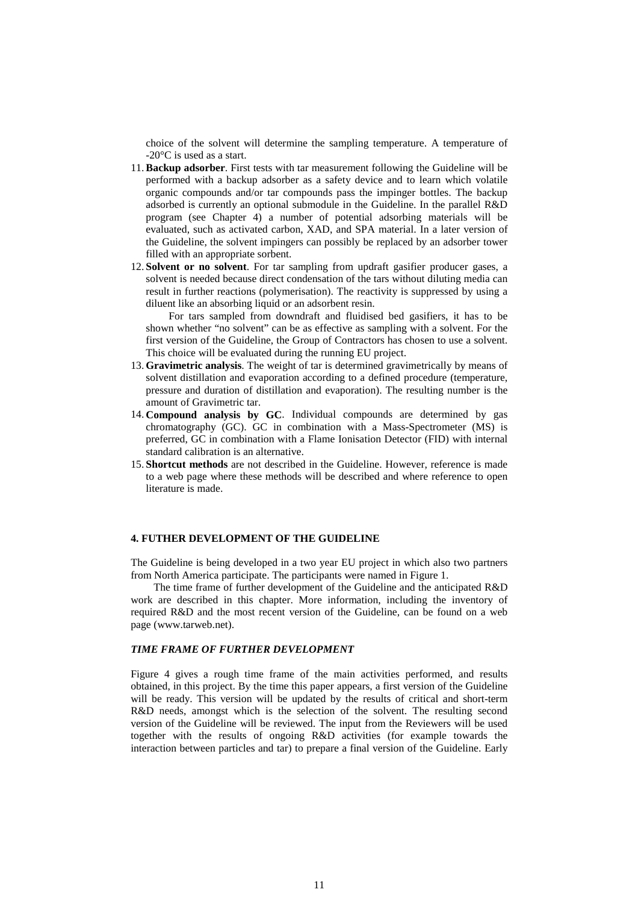choice of the solvent will determine the sampling temperature. A temperature of -20°C is used as a start.

11. **Backup adsorber**. First tests with tar measurement following the Guideline will be performed with a backup adsorber as a safety device and to learn which volatile organic compounds and/or tar compounds pass the impinger bottles. The backup adsorbed is currently an optional submodule in the Guideline. In the parallel R&D program (see Chapter 4) a number of potential adsorbing materials will be evaluated, such as activated carbon, XAD, and SPA material. In a later version of the Guideline, the solvent impingers can possibly be replaced by an adsorber tower filled with an appropriate sorbent.
12. **Solvent or no solvent**. For tar sampling from updraft gasifier producer gases, a solvent is needed because direct condensation of the tars without diluting media can result in further reactions (polymerisation). The reactivity is suppressed by using a diluent like an absorbing liquid or an adsorbent resin.

    For tars sampled from downdraft and fluidised bed gasifiers, it has to be shown whether "no solvent" can be as effective as sampling with a solvent. For the first version of the Guideline, the Group of Contractors has chosen to use a solvent. This choice will be evaluated during the running EU project.
13. **Gravimetric analysis**. The weight of tar is determined gravimetrically by means of solvent distillation and evaporation according to a defined procedure (temperature, pressure and duration of distillation and evaporation). The resulting number is the amount of Gravimetric tar.
14. **Compound analysis by GC**. Individual compounds are determined by gas chromatography (GC). GC in combination with a Mass-Spectrometer (MS) is preferred, GC in combination with a Flame Ionisation Detector (FID) with internal standard calibration is an alternative.
15. **Shortcut methods** are not described in the Guideline. However, reference is made to a web page where these methods will be described and where reference to open literature is made.

## 4. FUTHER DEVELOPMENT OF THE GUIDELINE

The Guideline is being developed in a two year EU project in which also two partners from North America participate. The participants were named in Figure 1.

The time frame of further development of the Guideline and the anticipated R&D work are described in this chapter. More information, including the inventory of required R&D and the most recent version of the Guideline, can be found on a web page (www.tarweb.net).

### *TIME FRAME OF FURTHER DEVELOPMENT*

Figure 4 gives a rough time frame of the main activities performed, and results obtained, in this project. By the time this paper appears, a first version of the Guideline will be ready. This version will be updated by the results of critical and short-term R&D needs, amongst which is the selection of the solvent. The resulting second version of the Guideline will be reviewed. The input from the Reviewers will be used together with the results of ongoing R&D activities (for example towards the interaction between particles and tar) to prepare a final version of the Guideline. Early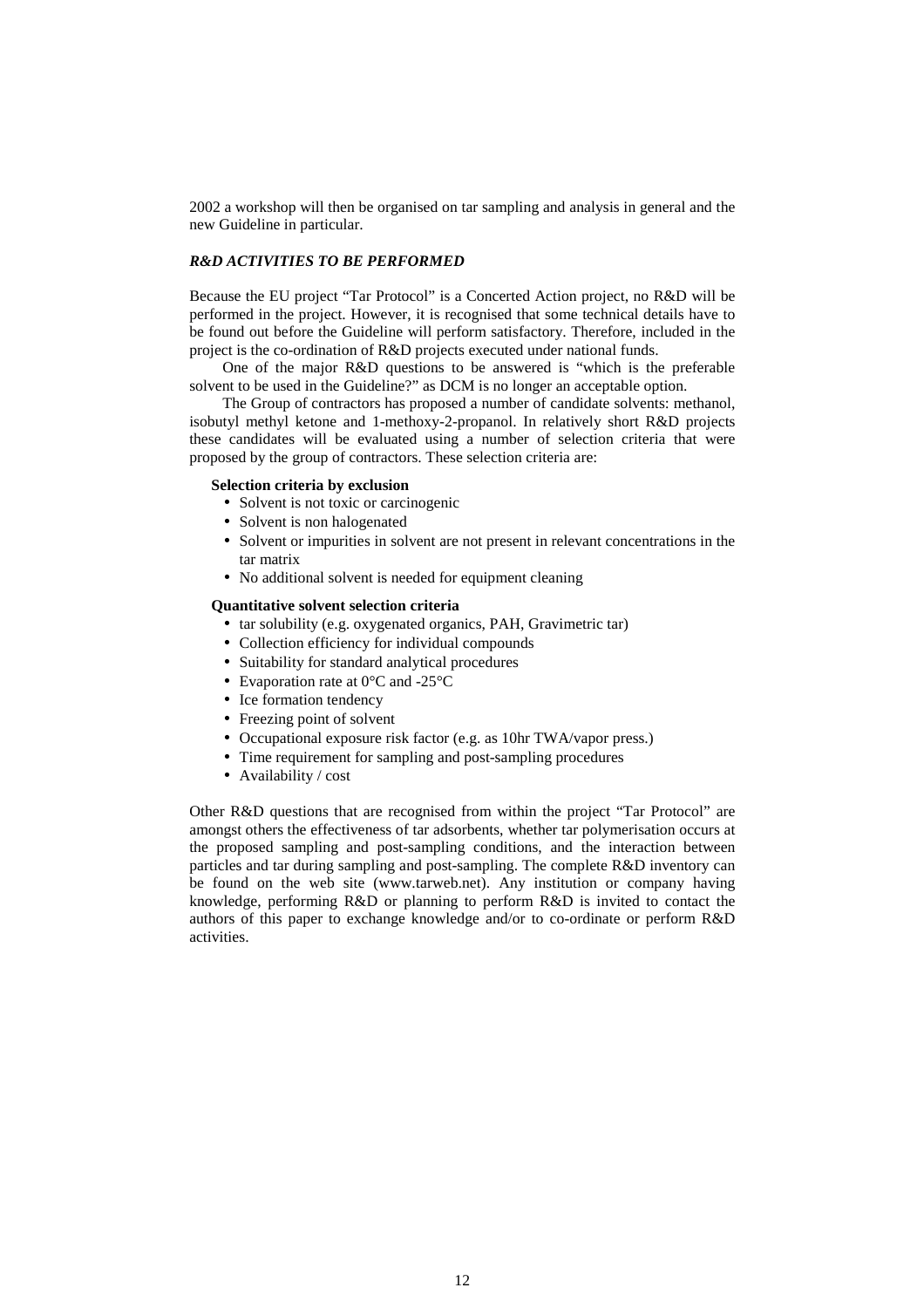2002 a workshop will then be organised on tar sampling and analysis in general and the new Guideline in particular.

### *R&D ACTIVITIES TO BE PERFORMED*

Because the EU project "Tar Protocol" is a Concerted Action project, no R&D will be performed in the project. However, it is recognised that some technical details have to be found out before the Guideline will perform satisfactory. Therefore, included in the project is the co-ordination of R&D projects executed under national funds.

One of the major R&D questions to be answered is "which is the preferable solvent to be used in the Guideline?" as DCM is no longer an acceptable option.

The Group of contractors has proposed a number of candidate solvents: methanol, isobutyl methyl ketone and 1-methoxy-2-propanol. In relatively short R&D projects these candidates will be evaluated using a number of selection criteria that were proposed by the group of contractors. These selection criteria are:

**Selection criteria by exclusion**

- Solvent is not toxic or carcinogenic
- Solvent is non halogenated
- Solvent or impurities in solvent are not present in relevant concentrations in the tar matrix
- No additional solvent is needed for equipment cleaning

**Quantitative solvent selection criteria**

- tar solubility (e.g. oxygenated organics, PAH, Gravimetric tar)
- Collection efficiency for individual compounds
- Suitability for standard analytical procedures
- Evaporation rate at 0°C and -25°C
- Ice formation tendency
- Freezing point of solvent
- Occupational exposure risk factor (e.g. as 10hr TWA/vapor press.)
- Time requirement for sampling and post-sampling procedures
- Availability / cost

Other R&D questions that are recognised from within the project "Tar Protocol" are amongst others the effectiveness of tar adsorbents, whether tar polymerisation occurs at the proposed sampling and post-sampling conditions, and the interaction between particles and tar during sampling and post-sampling. The complete R&D inventory can be found on the web site (www.tarweb.net). Any institution or company having knowledge, performing R&D or planning to perform R&D is invited to contact the authors of this paper to exchange knowledge and/or to co-ordinate or perform R&D activities.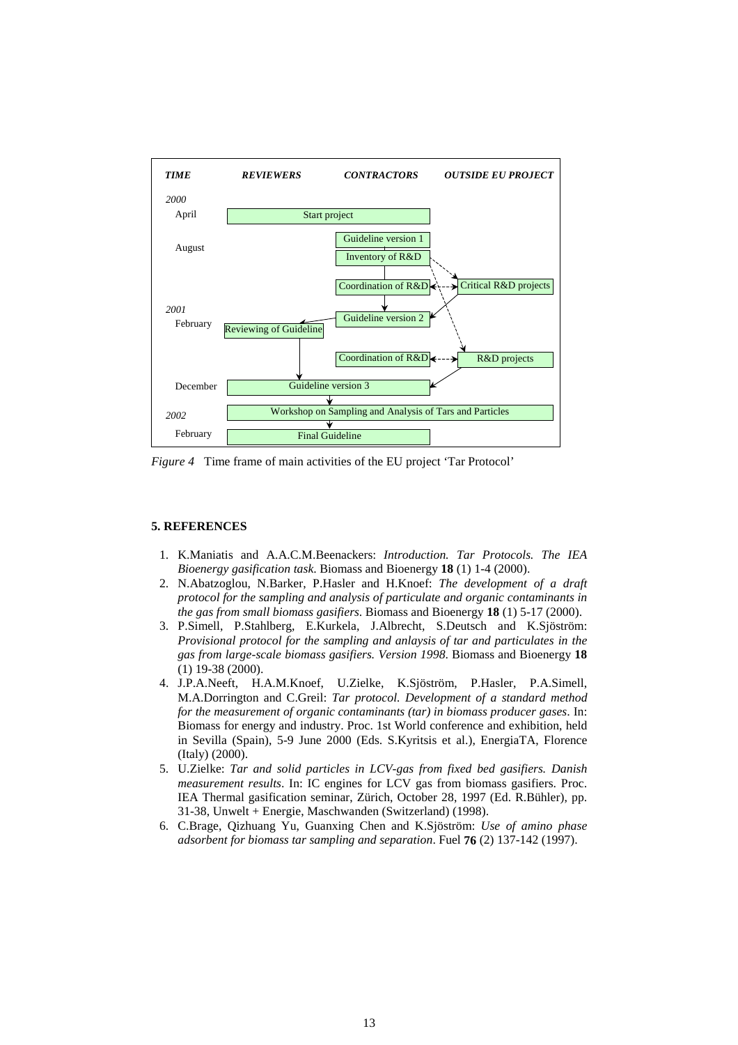TIME | REVIEWERS | CONTRACTORS | OUTSIDE EU PROJECT

2000

April

Start project

Guideline version 1

August

Inventory of R&D

Coordination of R&D

Critical R&D projects

2001

February

Guideline version 2

Reviewing of Guideline

Coordination of R&D

R&D projects

December

Guideline version 3

Workshop on Sampling and Analysis of Tars and Particles

2002

February

Final Guideline

*Figure 4* Time frame of main activities of the EU project 'Tar Protocol'

## 5. REFERENCES

1. K.Maniatis and A.A.C.M.Beenackers: *Introduction. Tar Protocols. The IEA Bioenergy gasification task*. Biomass and Bioenergy **18** (1) 1-4 (2000).
2. N.Abatzoglou, N.Barker, P.Hasler and H.Knoef: *The development of a draft protocol for the sampling and analysis of particulate and organic contaminants in the gas from small biomass gasifiers*. Biomass and Bioenergy **18** (1) 5-17 (2000).
3. P.Simell, P.Stahlberg, E.Kurkela, J.Albrecht, S.Deutsch and K.Sjöström: *Provisional protocol for the sampling and anlaysis of tar and particulates in the gas from large-scale biomass gasifiers. Version 1998*. Biomass and Bioenergy **18** (1) 19-38 (2000).
4. J.P.A.Neeft, H.A.M.Knoef, U.Zielke, K.Sjöström, P.Hasler, P.A.Simell, M.A.Dorrington and C.Greil: *Tar protocol. Development of a standard method for the measurement of organic contaminants (tar) in biomass producer gases*. In: Biomass for energy and industry. Proc. 1st World conference and exhibition, held in Sevilla (Spain), 5-9 June 2000 (Eds. S.Kyritsis et al.), EnergiaTA, Florence (Italy) (2000).
5. U.Zielke: *Tar and solid particles in LCV-gas from fixed bed gasifiers. Danish measurement results*. In: IC engines for LCV gas from biomass gasifiers. Proc. IEA Thermal gasification seminar, Zürich, October 28, 1997 (Ed. R.Bühler), pp. 31-38, Unwelt + Energie, Maschwanden (Switzerland) (1998).
6. C.Brage, Qizhuang Yu, Guanxing Chen and K.Sjöström: *Use of amino phase adsorbent for biomass tar sampling and separation*. Fuel **76** (2) 137-142 (1997).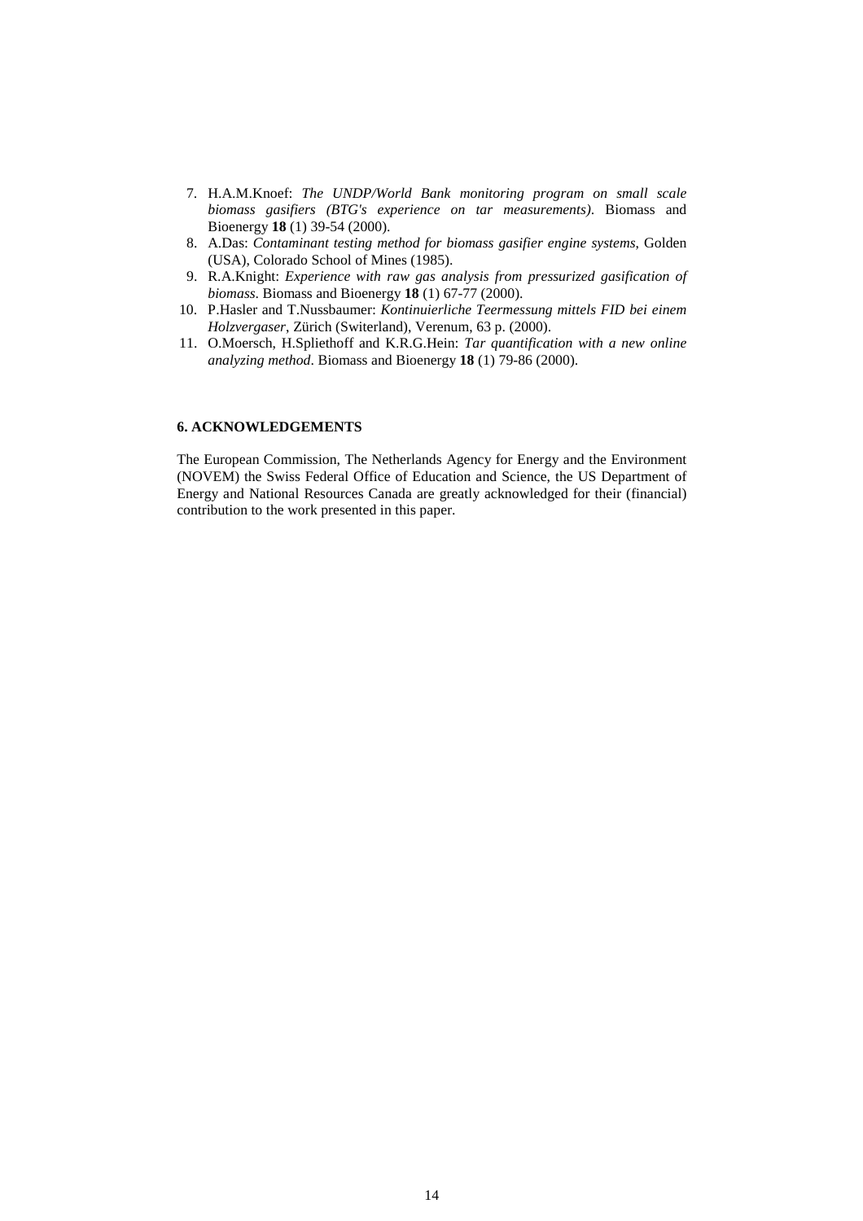7. H.A.M.Knoef: *The UNDP/World Bank monitoring program on small scale biomass gasifiers (BTG's experience on tar measurements)*. Biomass and Bioenergy **18** (1) 39-54 (2000).
8. A.Das: *Contaminant testing method for biomass gasifier engine systems*, Golden (USA), Colorado School of Mines (1985).
9. R.A.Knight: *Experience with raw gas analysis from pressurized gasification of biomass*. Biomass and Bioenergy **18** (1) 67-77 (2000).
10. P.Hasler and T.Nussbaumer: *Kontinuierliche Teermessung mittels FID bei einem Holzvergaser*, Zürich (Switerland), Verenum, 63 p. (2000).
11. O.Moersch, H.Spliethoff and K.R.G.Hein: *Tar quantification with a new online analyzing method*. Biomass and Bioenergy **18** (1) 79-86 (2000).

## 6. ACKNOWLEDGEMENTS

The European Commission, The Netherlands Agency for Energy and the Environment (NOVEM) the Swiss Federal Office of Education and Science, the US Department of Energy and National Resources Canada are greatly acknowledged for their (financial) contribution to the work presented in this paper.